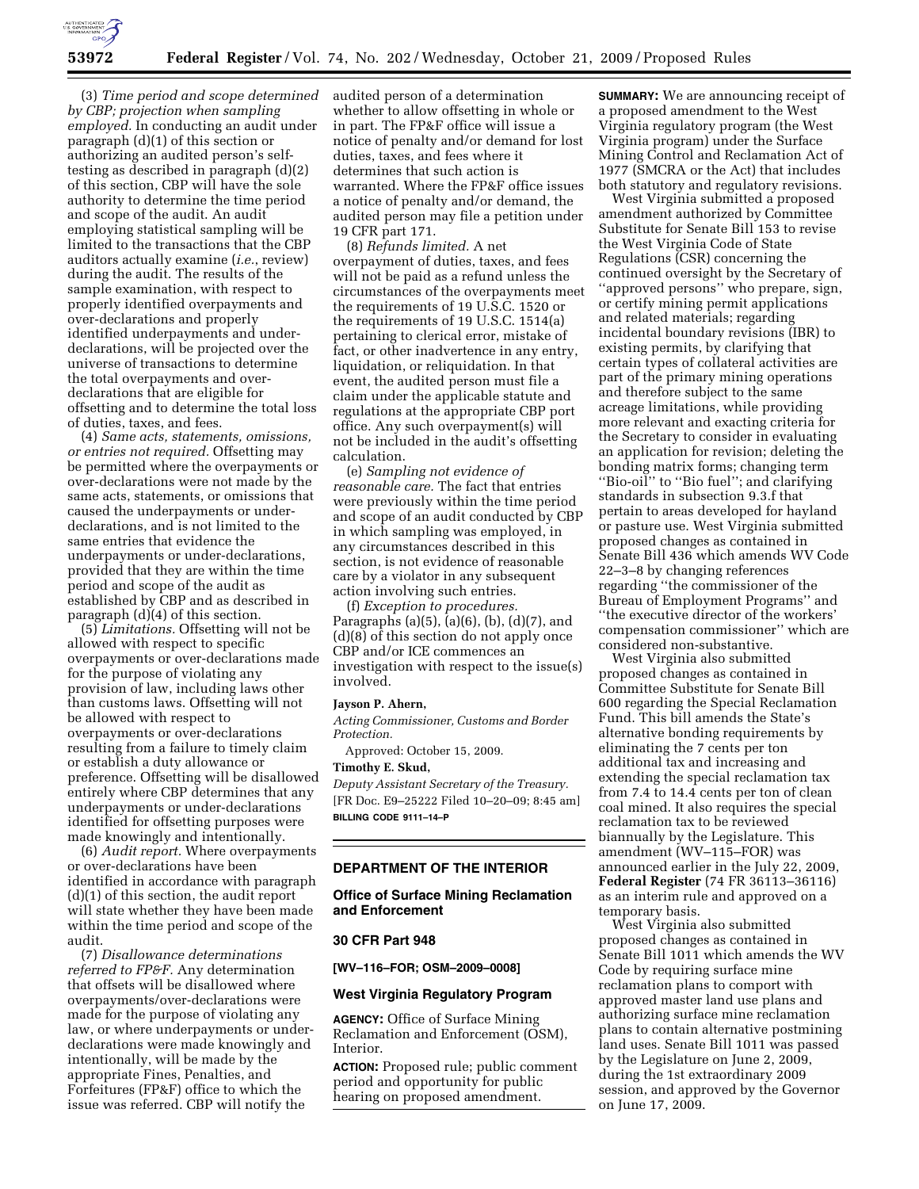(3) *Time period and scope determined by CBP; projection when sampling employed.* In conducting an audit under paragraph (d)(1) of this section or authorizing an audited person's self-testing as described in paragraph (d)(2) of this section, CBP will have the sole authority to determine the time period and scope of the audit. An audit employing statistical sampling will be limited to the transactions that the CBP auditors actually examine (*i.e.*, review) during the audit. The results of the sample examination, with respect to properly identified overpayments and over-declarations and properly identified underpayments and under-declarations, will be projected over the universe of transactions to determine the total overpayments and over-declarations that are eligible for offsetting and to determine the total loss of duties, taxes, and fees.

(4) *Same acts, statements, omissions, or entries not required.* Offsetting may be permitted where the overpayments or over-declarations were not made by the same acts, statements, or omissions that caused the underpayments or under-declarations, and is not limited to the same entries that evidence the underpayments or under-declarations, provided that they are within the time period and scope of the audit as established by CBP and as described in paragraph (d)(4) of this section.

(5) *Limitations.* Offsetting will not be allowed with respect to specific overpayments or over-declarations made for the purpose of violating any provision of law, including laws other than customs laws. Offsetting will not be allowed with respect to overpayments or over-declarations resulting from a failure to timely claim or establish a duty allowance or preference. Offsetting will be disallowed entirely where CBP determines that any underpayments or under-declarations identified for offsetting purposes were made knowingly and intentionally.

(6) *Audit report.* Where overpayments or over-declarations have been identified in accordance with paragraph (d)(1) of this section, the audit report will state whether they have been made within the time period and scope of the audit.

(7) *Disallowance determinations referred to FP&F.* Any determination that offsets will be disallowed where overpayments/over-declarations were made for the purpose of violating any law, or where underpayments or under-declarations were made knowingly and intentionally, will be made by the appropriate Fines, Penalties, and Forfeitures (FP&F) office to which the issue was referred. CBP will notify the audited person of a determination whether to allow offsetting in whole or in part. The FP&F office will issue a notice of penalty and/or demand for lost duties, taxes, and fees where it determines that such action is warranted. Where the FP&F office issues a notice of penalty and/or demand, the audited person may file a petition under 19 CFR part 171.

(8) *Refunds limited.* A net overpayment of duties, taxes, and fees will not be paid as a refund unless the circumstances of the overpayments meet the requirements of 19 U.S.C. 1520 or the requirements of 19 U.S.C. 1514(a) pertaining to clerical error, mistake of fact, or other inadvertence in any entry, liquidation, or reliquidation. In that event, the audited person must file a claim under the applicable statute and regulations at the appropriate CBP port office. Any such overpayment(s) will not be included in the audit's offsetting calculation.

(e) *Sampling not evidence of reasonable care.* The fact that entries were previously within the time period and scope of an audit conducted by CBP in which sampling was employed, in any circumstances described in this section, is not evidence of reasonable care by a violator in any subsequent action involving such entries.

(f) *Exception to procedures.* Paragraphs (a)(5), (a)(6), (b), (d)(7), and (d)(8) of this section do not apply once CBP and/or ICE commences an investigation with respect to the issue(s) involved.

**Jayson P. Ahern,**

*Acting Commissioner, Customs and Border Protection.*

Approved: October 15, 2009.

**Timothy E. Skud,**

*Deputy Assistant Secretary of the Treasury.*

[FR Doc. E9–25222 Filed 10–20–09; 8:45 am]

**BILLING CODE 9111–14–P**

## DEPARTMENT OF THE INTERIOR

### Office of Surface Mining Reclamation and Enforcement

### 30 CFR Part 948

**[WV–116–FOR; OSM–2009–0008]**

### West Virginia Regulatory Program

**AGENCY:** Office of Surface Mining Reclamation and Enforcement (OSM), Interior.

**ACTION:** Proposed rule; public comment period and opportunity for public hearing on proposed amendment.

**SUMMARY:** We are announcing receipt of a proposed amendment to the West Virginia regulatory program (the West Virginia program) under the Surface Mining Control and Reclamation Act of 1977 (SMCRA or the Act) that includes both statutory and regulatory revisions.

West Virginia submitted a proposed amendment authorized by Committee Substitute for Senate Bill 153 to revise the West Virginia Code of State Regulations (CSR) concerning the continued oversight by the Secretary of "approved persons" who prepare, sign, or certify mining permit applications and related materials; regarding incidental boundary revisions (IBR) to existing permits, by clarifying that certain types of collateral activities are part of the primary mining operations and therefore subject to the same acreage limitations, while providing more relevant and exacting criteria for the Secretary to consider in evaluating an application for revision; deleting the bonding matrix forms; changing term "Bio-oil" to "Bio fuel"; and clarifying standards in subsection 9.3.f that pertain to areas developed for hayland or pasture use. West Virginia submitted proposed changes as contained in Senate Bill 436 which amends WV Code 22–3–8 by changing references regarding "the commissioner of the Bureau of Employment Programs" and "the executive director of the workers' compensation commissioner" which are considered non-substantive.

West Virginia also submitted proposed changes as contained in Committee Substitute for Senate Bill 600 regarding the Special Reclamation Fund. This bill amends the State's alternative bonding requirements by eliminating the 7 cents per ton additional tax and increasing and extending the special reclamation tax from 7.4 to 14.4 cents per ton of clean coal mined. It also requires the special reclamation tax to be reviewed biannually by the Legislature. This amendment (WV–115–FOR) was announced earlier in the July 22, 2009, **Federal Register** (74 FR 36113–36116) as an interim rule and approved on a temporary basis.

West Virginia also submitted proposed changes as contained in Senate Bill 1011 which amends the WV Code by requiring surface mine reclamation plans to comport with approved master land use plans and authorizing surface mine reclamation plans to contain alternative postmining land uses. Senate Bill 1011 was passed by the Legislature on June 2, 2009, during the 1st extraordinary 2009 session, and approved by the Governor on June 17, 2009.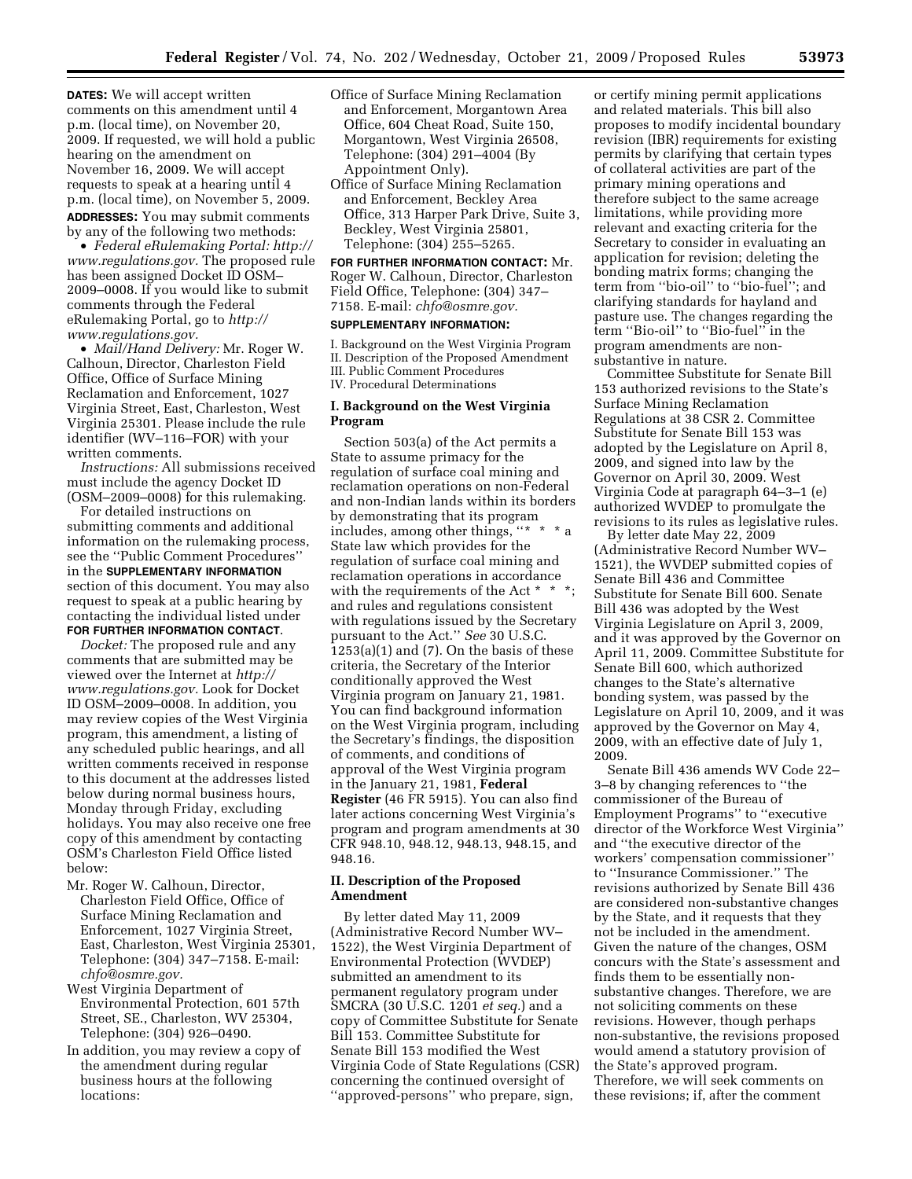**DATES:** We will accept written comments on this amendment until 4 p.m. (local time), on November 20, 2009. If requested, we will hold a public hearing on the amendment on November 16, 2009. We will accept requests to speak at a hearing until 4 p.m. (local time), on November 5, 2009.

**ADDRESSES:** You may submit comments by any of the following two methods:

- *Federal eRulemaking Portal: http://www.regulations.gov.* The proposed rule has been assigned Docket ID OSM–2009–0008. If you would like to submit comments through the Federal eRulemaking Portal, go to *http://www.regulations.gov.*
- *Mail/Hand Delivery:* Mr. Roger W. Calhoun, Director, Charleston Field Office, Office of Surface Mining Reclamation and Enforcement, 1027 Virginia Street, East, Charleston, West Virginia 25301. Please include the rule identifier (WV–116–FOR) with your written comments.

*Instructions:* All submissions received must include the agency Docket ID (OSM–2009–0008) for this rulemaking.

For detailed instructions on submitting comments and additional information on the rulemaking process, see the ''Public Comment Procedures'' in the **SUPPLEMENTARY INFORMATION** section of this document. You may also request to speak at a public hearing by contacting the individual listed under **FOR FURTHER INFORMATION CONTACT**.

*Docket:* The proposed rule and any comments that are submitted may be viewed over the Internet at *http://www.regulations.gov.* Look for Docket ID OSM–2009–0008. In addition, you may review copies of the West Virginia program, this amendment, a listing of any scheduled public hearings, and all written comments received in response to this document at the addresses listed below during normal business hours, Monday through Friday, excluding holidays. You may also receive one free copy of this amendment by contacting OSM's Charleston Field Office listed below:

Mr. Roger W. Calhoun, Director, Charleston Field Office, Office of Surface Mining Reclamation and Enforcement, 1027 Virginia Street, East, Charleston, West Virginia 25301, Telephone: (304) 347–7158. E-mail: *chfo@osmre.gov.*

West Virginia Department of Environmental Protection, 601 57th Street, SE., Charleston, WV 25304, Telephone: (304) 926–0490.

In addition, you may review a copy of the amendment during regular business hours at the following locations:

Office of Surface Mining Reclamation and Enforcement, Morgantown Area Office, 604 Cheat Road, Suite 150, Morgantown, West Virginia 26508, Telephone: (304) 291–4004 (By Appointment Only).

Office of Surface Mining Reclamation and Enforcement, Beckley Area Office, 313 Harper Park Drive, Suite 3, Beckley, West Virginia 25801, Telephone: (304) 255–5265.

**FOR FURTHER INFORMATION CONTACT:** Mr. Roger W. Calhoun, Director, Charleston Field Office, Telephone: (304) 347–7158. E-mail: *chfo@osmre.gov.*

**SUPPLEMENTARY INFORMATION:**

I. Background on the West Virginia Program
II. Description of the Proposed Amendment
III. Public Comment Procedures
IV. Procedural Determinations

## I. Background on the West Virginia Program

Section 503(a) of the Act permits a State to assume primacy for the regulation of surface coal mining and reclamation operations on non-Federal and non-Indian lands within its borders by demonstrating that its program includes, among other things, ''* * * a State law which provides for the regulation of surface coal mining and reclamation operations in accordance with the requirements of the Act * * *; and rules and regulations consistent with regulations issued by the Secretary pursuant to the Act.'' *See* 30 U.S.C. 1253(a)(1) and (7). On the basis of these criteria, the Secretary of the Interior conditionally approved the West Virginia program on January 21, 1981. You can find background information on the West Virginia program, including the Secretary's findings, the disposition of comments, and conditions of approval of the West Virginia program in the January 21, 1981, **Federal Register** (46 FR 5915). You can also find later actions concerning West Virginia's program and program amendments at 30 CFR 948.10, 948.12, 948.13, 948.15, and 948.16.

## II. Description of the Proposed Amendment

By letter dated May 11, 2009 (Administrative Record Number WV–1522), the West Virginia Department of Environmental Protection (WVDEP) submitted an amendment to its permanent regulatory program under SMCRA (30 U.S.C. 1201 *et seq.*) and a copy of Committee Substitute for Senate Bill 153. Committee Substitute for Senate Bill 153 modified the West Virginia Code of State Regulations (CSR) concerning the continued oversight of ''approved-persons'' who prepare, sign, or certify mining permit applications and related materials. This bill also proposes to modify incidental boundary revision (IBR) requirements for existing permits by clarifying that certain types of collateral activities are part of the primary mining operations and therefore subject to the same acreage limitations, while providing more relevant and exacting criteria for the Secretary to consider in evaluating an application for revision; deleting the bonding matrix forms; changing the term from ''bio-oil'' to ''bio-fuel''; and clarifying standards for hayland and pasture use. The changes regarding the term ''Bio-oil'' to ''Bio-fuel'' in the program amendments are non-substantive in nature.

Committee Substitute for Senate Bill 153 authorized revisions to the State's Surface Mining Reclamation Regulations at 38 CSR 2. Committee Substitute for Senate Bill 153 was adopted by the Legislature on April 8, 2009, and signed into law by the Governor on April 30, 2009. West Virginia Code at paragraph 64–3–1 (e) authorized WVDEP to promulgate the revisions to its rules as legislative rules.

By letter date May 22, 2009 (Administrative Record Number WV–1521), the WVDEP submitted copies of Senate Bill 436 and Committee Substitute for Senate Bill 600. Senate Bill 436 was adopted by the West Virginia Legislature on April 3, 2009, and it was approved by the Governor on April 11, 2009. Committee Substitute for Senate Bill 600, which authorized changes to the State's alternative bonding system, was passed by the Legislature on April 10, 2009, and it was approved by the Governor on May 4, 2009, with an effective date of July 1, 2009.

Senate Bill 436 amends WV Code 22–3–8 by changing references to ''the commissioner of the Bureau of Employment Programs'' to ''executive director of the Workforce West Virginia'' and ''the executive director of the workers' compensation commissioner'' to ''Insurance Commissioner.'' The revisions authorized by Senate Bill 436 are considered non-substantive changes by the State, and it requests that they not be included in the amendment. Given the nature of the changes, OSM concurs with the State's assessment and finds them to be essentially non-substantive changes. Therefore, we are not soliciting comments on these revisions. However, though perhaps non-substantive, the revisions proposed would amend a statutory provision of the State's approved program. Therefore, we will seek comments on these revisions; if, after the comment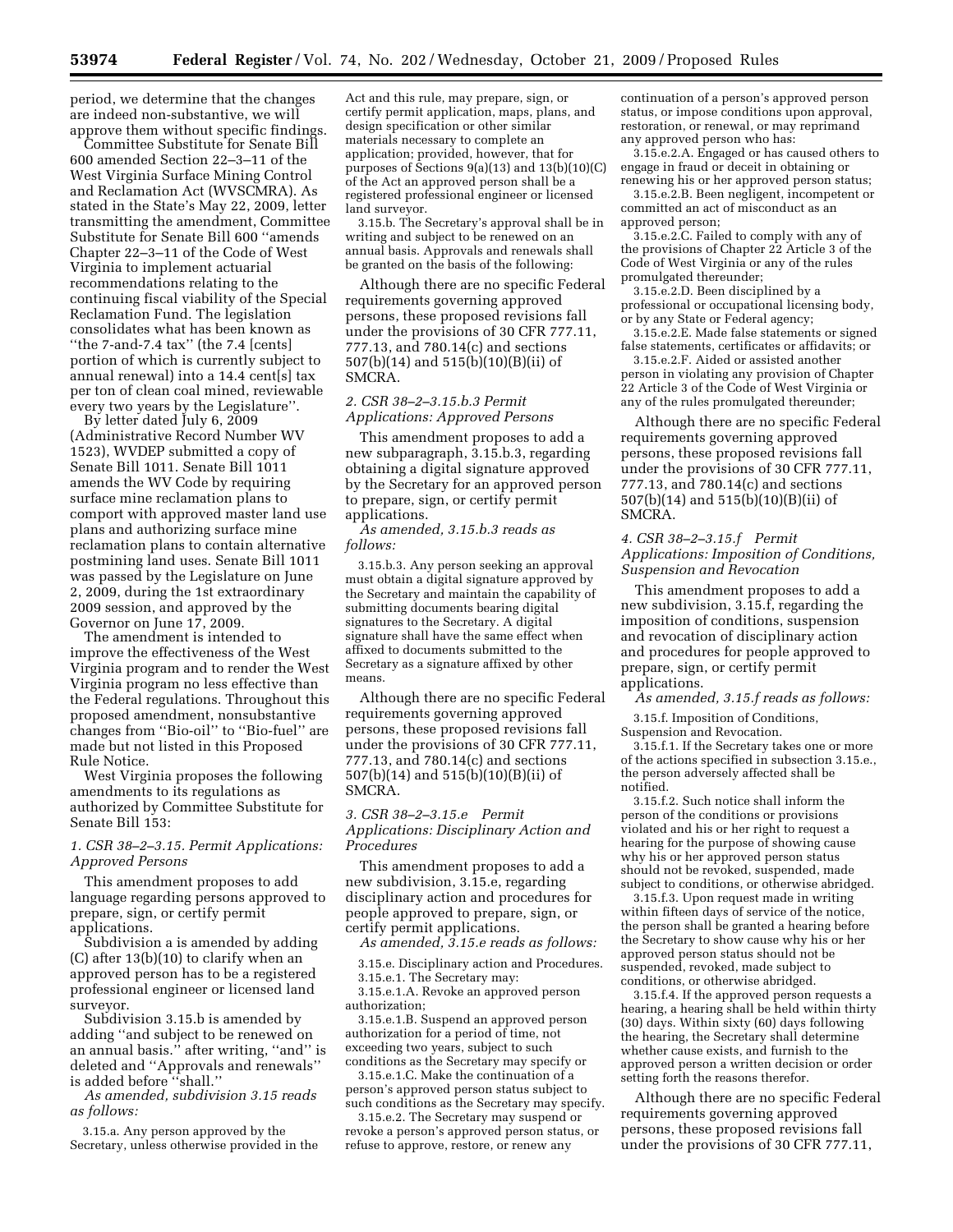period, we determine that the changes are indeed non-substantive, we will approve them without specific findings.

Committee Substitute for Senate Bill 600 amended Section 22–3–11 of the West Virginia Surface Mining Control and Reclamation Act (WVSCMRA). As stated in the State's May 22, 2009, letter transmitting the amendment, Committee Substitute for Senate Bill 600 ''amends Chapter 22–3–11 of the Code of West Virginia to implement actuarial recommendations relating to the continuing fiscal viability of the Special Reclamation Fund. The legislation consolidates what has been known as ''the 7-and-7.4 tax'' (the 7.4 [cents] portion of which is currently subject to annual renewal) into a 14.4 cent[s] tax per ton of clean coal mined, reviewable every two years by the Legislature''.

By letter dated July 6, 2009 (Administrative Record Number WV 1523), WVDEP submitted a copy of Senate Bill 1011. Senate Bill 1011 amends the WV Code by requiring surface mine reclamation plans to comport with approved master land use plans and authorizing surface mine reclamation plans to contain alternative postmining land uses. Senate Bill 1011 was passed by the Legislature on June 2, 2009, during the 1st extraordinary 2009 session, and approved by the Governor on June 17, 2009.

The amendment is intended to improve the effectiveness of the West Virginia program and to render the West Virginia program no less effective than the Federal regulations. Throughout this proposed amendment, nonsubstantive changes from ''Bio-oil'' to ''Bio-fuel'' are made but not listed in this Proposed Rule Notice.

West Virginia proposes the following amendments to its regulations as authorized by Committee Substitute for Senate Bill 153:

### *1. CSR 38–2–3.15. Permit Applications: Approved Persons*

This amendment proposes to add language regarding persons approved to prepare, sign, or certify permit applications.

Subdivision a is amended by adding (C) after 13(b)(10) to clarify when an approved person has to be a registered professional engineer or licensed land surveyor.

Subdivision 3.15.b is amended by adding ''and subject to be renewed on an annual basis.'' after writing, ''and'' is deleted and ''Approvals and renewals'' is added before ''shall.''

*As amended, subdivision 3.15 reads as follows:*

3.15.a. Any person approved by the Secretary, unless otherwise provided in the Act and this rule, may prepare, sign, or certify permit application, maps, plans, and design specification or other similar materials necessary to complete an application; provided, however, that for purposes of Sections 9(a)(13) and 13(b)(10)(C) of the Act an approved person shall be a registered professional engineer or licensed land surveyor.

3.15.b. The Secretary's approval shall be in writing and subject to be renewed on an annual basis. Approvals and renewals shall be granted on the basis of the following:

Although there are no specific Federal requirements governing approved persons, these proposed revisions fall under the provisions of 30 CFR 777.11, 777.13, and 780.14(c) and sections 507(b)(14) and 515(b)(10)(B)(ii) of SMCRA.

### *2. CSR 38–2–3.15.b.3 Permit Applications: Approved Persons*

This amendment proposes to add a new subparagraph, 3.15.b.3, regarding obtaining a digital signature approved by the Secretary for an approved person to prepare, sign, or certify permit applications.

*As amended, 3.15.b.3 reads as follows:*

3.15.b.3. Any person seeking an approval must obtain a digital signature approved by the Secretary and maintain the capability of submitting documents bearing digital signatures to the Secretary. A digital signature shall have the same effect when affixed to documents submitted to the Secretary as a signature affixed by other means.

Although there are no specific Federal requirements governing approved persons, these proposed revisions fall under the provisions of 30 CFR 777.11, 777.13, and 780.14(c) and sections 507(b)(14) and 515(b)(10)(B)(ii) of SMCRA.

### *3. CSR 38–2–3.15.e Permit Applications: Disciplinary Action and Procedures*

This amendment proposes to add a new subdivision, 3.15.e, regarding disciplinary action and procedures for people approved to prepare, sign, or certify permit applications.

*As amended, 3.15.e reads as follows:*

3.15.e. Disciplinary action and Procedures.

3.15.e.1. The Secretary may:

3.15.e.1.A. Revoke an approved person authorization;

3.15.e.1.B. Suspend an approved person authorization for a period of time, not exceeding two years, subject to such conditions as the Secretary may specify or

3.15.e.1.C. Make the continuation of a person's approved person status subject to such conditions as the Secretary may specify.

3.15.e.2. The Secretary may suspend or revoke a person's approved person status, or refuse to approve, restore, or renew any continuation of a person's approved person status, or impose conditions upon approval, restoration, or renewal, or may reprimand any approved person who has:

3.15.e.2.A. Engaged or has caused others to engage in fraud or deceit in obtaining or renewing his or her approved person status;

3.15.e.2.B. Been negligent, incompetent or committed an act of misconduct as an approved person;

3.15.e.2.C. Failed to comply with any of the provisions of Chapter 22 Article 3 of the Code of West Virginia or any of the rules promulgated thereunder;

3.15.e.2.D. Been disciplined by a professional or occupational licensing body, or by any State or Federal agency;

3.15.e.2.E. Made false statements or signed false statements, certificates or affidavits; or

3.15.e.2.F. Aided or assisted another person in violating any provision of Chapter 22 Article 3 of the Code of West Virginia or any of the rules promulgated thereunder;

Although there are no specific Federal requirements governing approved persons, these proposed revisions fall under the provisions of 30 CFR 777.11, 777.13, and 780.14(c) and sections 507(b)(14) and 515(b)(10)(B)(ii) of SMCRA.

### *4. CSR 38–2–3.15.f Permit Applications: Imposition of Conditions, Suspension and Revocation*

This amendment proposes to add a new subdivision, 3.15.f, regarding the imposition of conditions, suspension and revocation of disciplinary action and procedures for people approved to prepare, sign, or certify permit applications.

*As amended, 3.15.f reads as follows:*

3.15.f. Imposition of Conditions, Suspension and Revocation.

3.15.f.1. If the Secretary takes one or more of the actions specified in subsection 3.15.e., the person adversely affected shall be notified.

3.15.f.2. Such notice shall inform the person of the conditions or provisions violated and his or her right to request a hearing for the purpose of showing cause why his or her approved person status should not be revoked, suspended, made subject to conditions, or otherwise abridged.

3.15.f.3. Upon request made in writing within fifteen days of service of the notice, the person shall be granted a hearing before the Secretary to show cause why his or her approved person status should not be suspended, revoked, made subject to conditions, or otherwise abridged.

3.15.f.4. If the approved person requests a hearing, a hearing shall be held within thirty (30) days. Within sixty (60) days following the hearing, the Secretary shall determine whether cause exists, and furnish to the approved person a written decision or order setting forth the reasons therefor.

Although there are no specific Federal requirements governing approved persons, these proposed revisions fall under the provisions of 30 CFR 777.11,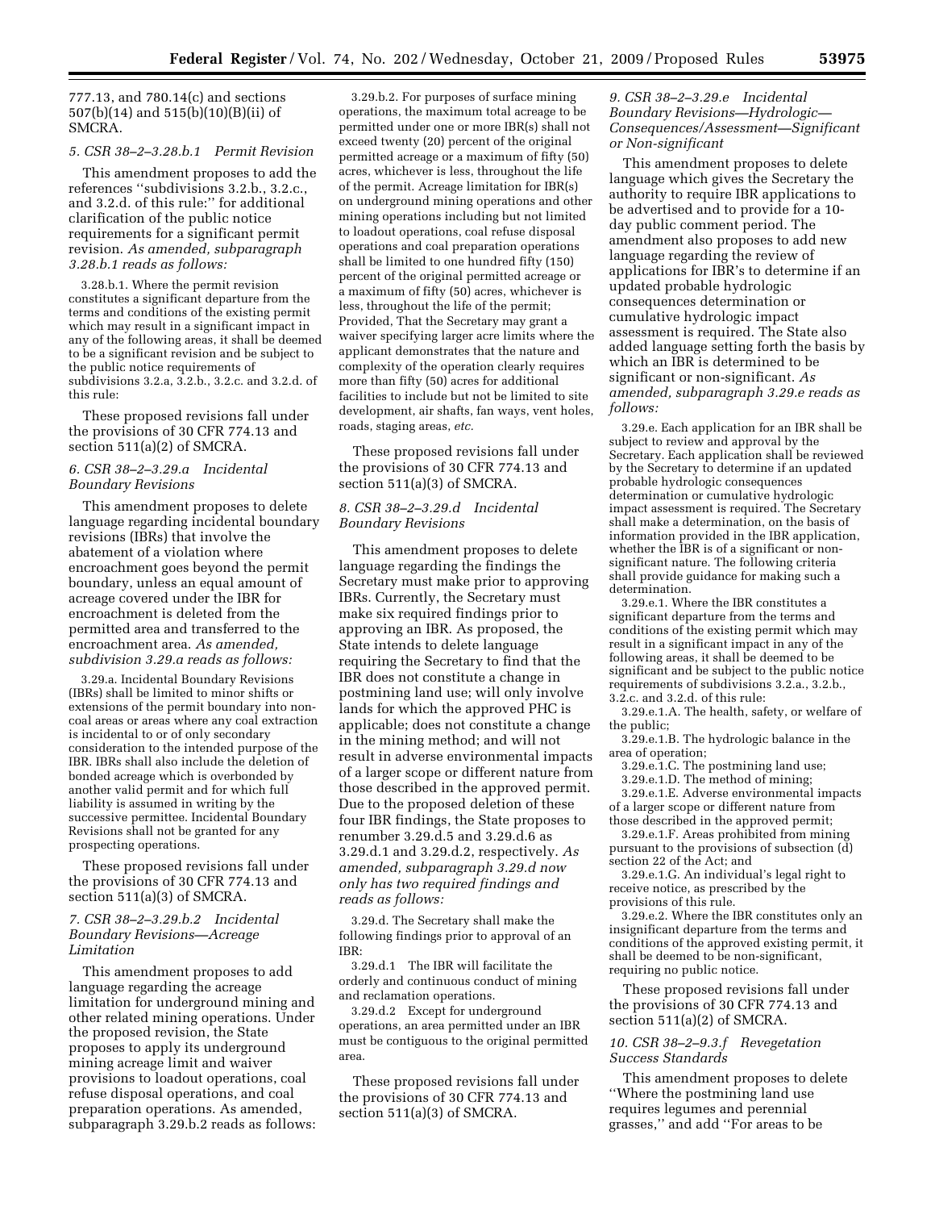777.13, and 780.14(c) and sections 507(b)(14) and 515(b)(10)(B)(ii) of SMCRA.

### *5. CSR 38–2–3.28.b.1 Permit Revision*

This amendment proposes to add the references ''subdivisions 3.2.b., 3.2.c., and 3.2.d. of this rule:'' for additional clarification of the public notice requirements for a significant permit revision. *As amended, subparagraph 3.28.b.1 reads as follows:*

3.28.b.1. Where the permit revision constitutes a significant departure from the terms and conditions of the existing permit which may result in a significant impact in any of the following areas, it shall be deemed to be a significant revision and be subject to the public notice requirements of subdivisions 3.2.a, 3.2.b., 3.2.c. and 3.2.d. of this rule:

These proposed revisions fall under the provisions of 30 CFR 774.13 and section 511(a)(2) of SMCRA.

### *6. CSR 38–2–3.29.a Incidental Boundary Revisions*

This amendment proposes to delete language regarding incidental boundary revisions (IBRs) that involve the abatement of a violation where encroachment goes beyond the permit boundary, unless an equal amount of acreage covered under the IBR for encroachment is deleted from the permitted area and transferred to the encroachment area. *As amended, subdivision 3.29.a reads as follows:*

3.29.a. Incidental Boundary Revisions (IBRs) shall be limited to minor shifts or extensions of the permit boundary into non-coal areas or areas where any coal extraction is incidental to or of only secondary consideration to the intended purpose of the IBR. IBRs shall also include the deletion of bonded acreage which is overbonded by another valid permit and for which full liability is assumed in writing by the successive permittee. Incidental Boundary Revisions shall not be granted for any prospecting operations.

These proposed revisions fall under the provisions of 30 CFR 774.13 and section 511(a)(3) of SMCRA.

### *7. CSR 38–2–3.29.b.2 Incidental Boundary Revisions—Acreage Limitation*

This amendment proposes to add language regarding the acreage limitation for underground mining and other related mining operations. Under the proposed revision, the State proposes to apply its underground mining acreage limit and waiver provisions to loadout operations, coal refuse disposal operations, and coal preparation operations. As amended, subparagraph 3.29.b.2 reads as follows:

3.29.b.2. For purposes of surface mining operations, the maximum total acreage to be permitted under one or more IBR(s) shall not exceed twenty (20) percent of the original permitted acreage or a maximum of fifty (50) acres, whichever is less, throughout the life of the permit. Acreage limitation for IBR(s) on underground mining operations and other mining operations including but not limited to loadout operations, coal refuse disposal operations and coal preparation operations shall be limited to one hundred fifty (150) percent of the original permitted acreage or a maximum of fifty (50) acres, whichever is less, throughout the life of the permit; Provided, That the Secretary may grant a waiver specifying larger acre limits where the applicant demonstrates that the nature and complexity of the operation clearly requires more than fifty (50) acres for additional facilities to include but not be limited to site development, air shafts, fan ways, vent holes, roads, staging areas, *etc.*

These proposed revisions fall under the provisions of 30 CFR 774.13 and section 511(a)(3) of SMCRA.

### *8. CSR 38–2–3.29.d Incidental Boundary Revisions*

This amendment proposes to delete language regarding the findings the Secretary must make prior to approving IBRs. Currently, the Secretary must make six required findings prior to approving an IBR. As proposed, the State intends to delete language requiring the Secretary to find that the IBR does not constitute a change in postmining land use; will only involve lands for which the approved PHC is applicable; does not constitute a change in the mining method; and will not result in adverse environmental impacts of a larger scope or different nature from those described in the approved permit. Due to the proposed deletion of these four IBR findings, the State proposes to renumber 3.29.d.5 and 3.29.d.6 as 3.29.d.1 and 3.29.d.2, respectively. *As amended, subparagraph 3.29.d now only has two required findings and reads as follows:*

3.29.d. The Secretary shall make the following findings prior to approval of an IBR:

3.29.d.1 The IBR will facilitate the orderly and continuous conduct of mining and reclamation operations.

3.29.d.2 Except for underground operations, an area permitted under an IBR must be contiguous to the original permitted area.

These proposed revisions fall under the provisions of 30 CFR 774.13 and section 511(a)(3) of SMCRA.

### *9. CSR 38–2–3.29.e Incidental Boundary Revisions—Hydrologic—Consequences/Assessment—Significant or Non-significant*

This amendment proposes to delete language which gives the Secretary the authority to require IBR applications to be advertised and to provide for a 10-day public comment period. The amendment also proposes to add new language regarding the review of applications for IBR's to determine if an updated probable hydrologic consequences determination or cumulative hydrologic impact assessment is required. The State also added language setting forth the basis by which an IBR is determined to be significant or non-significant. *As amended, subparagraph 3.29.e reads as follows:*

3.29.e. Each application for an IBR shall be subject to review and approval by the Secretary. Each application shall be reviewed by the Secretary to determine if an updated probable hydrologic consequences determination or cumulative hydrologic impact assessment is required. The Secretary shall make a determination, on the basis of information provided in the IBR application, whether the IBR is of a significant or non-significant nature. The following criteria shall provide guidance for making such a determination.

3.29.e.1. Where the IBR constitutes a significant departure from the terms and conditions of the existing permit which may result in a significant impact in any of the following areas, it shall be deemed to be significant and be subject to the public notice requirements of subdivisions 3.2.a., 3.2.b., 3.2.c. and 3.2.d. of this rule:

3.29.e.1.A. The health, safety, or welfare of the public;

3.29.e.1.B. The hydrologic balance in the area of operation;

3.29.e.1.C. The postmining land use;

3.29.e.1.D. The method of mining;

3.29.e.1.E. Adverse environmental impacts of a larger scope or different nature from those described in the approved permit;

3.29.e.1.F. Areas prohibited from mining pursuant to the provisions of subsection (d) section 22 of the Act; and

3.29.e.1.G. An individual's legal right to receive notice, as prescribed by the provisions of this rule.

3.29.e.2. Where the IBR constitutes only an insignificant departure from the terms and conditions of the approved existing permit, it shall be deemed to be non-significant, requiring no public notice.

These proposed revisions fall under the provisions of 30 CFR 774.13 and section 511(a)(2) of SMCRA.

### *10. CSR 38–2–9.3.f Revegetation Success Standards*

This amendment proposes to delete ''Where the postmining land use requires legumes and perennial grasses,'' and add ''For areas to be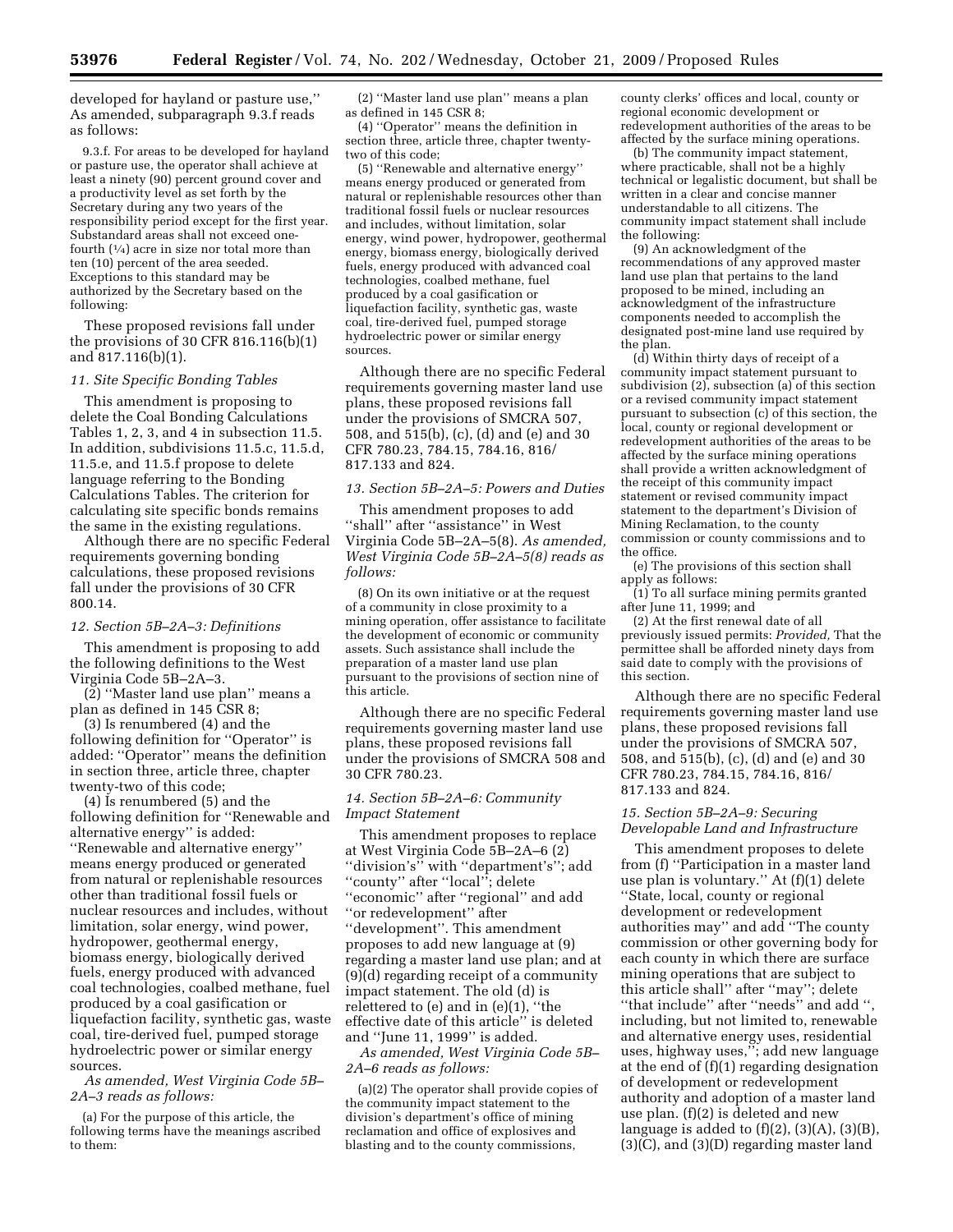developed for hayland or pasture use,'' As amended, subparagraph 9.3.f reads as follows:

9.3.f. For areas to be developed for hayland or pasture use, the operator shall achieve at least a ninety (90) percent ground cover and a productivity level as set forth by the Secretary during any two years of the responsibility period except for the first year. Substandard areas shall not exceed one-fourth (¼) acre in size nor total more than ten (10) percent of the area seeded. Exceptions to this standard may be authorized by the Secretary based on the following:

These proposed revisions fall under the provisions of 30 CFR 816.116(b)(1) and 817.116(b)(1).

### *11. Site Specific Bonding Tables*

This amendment is proposing to delete the Coal Bonding Calculations Tables 1, 2, 3, and 4 in subsection 11.5. In addition, subdivisions 11.5.c, 11.5.d, 11.5.e, and 11.5.f propose to delete language referring to the Bonding Calculations Tables. The criterion for calculating site specific bonds remains the same in the existing regulations.

Although there are no specific Federal requirements governing bonding calculations, these proposed revisions fall under the provisions of 30 CFR 800.14.

### *12. Section 5B–2A–3: Definitions*

This amendment is proposing to add the following definitions to the West Virginia Code 5B–2A–3.

(2) ''Master land use plan'' means a plan as defined in 145 CSR 8;

(3) Is renumbered (4) and the following definition for ''Operator'' is added: ''Operator'' means the definition in section three, article three, chapter twenty-two of this code;

(4) Is renumbered (5) and the following definition for ''Renewable and alternative energy'' is added: ''Renewable and alternative energy'' means energy produced or generated from natural or replenishable resources other than traditional fossil fuels or nuclear resources and includes, without limitation, solar energy, wind power, hydropower, geothermal energy, biomass energy, biologically derived fuels, energy produced with advanced coal technologies, coalbed methane, fuel produced by a coal gasification or liquefaction facility, synthetic gas, waste coal, tire-derived fuel, pumped storage hydroelectric power or similar energy sources.

*As amended, West Virginia Code 5B–2A–3 reads as follows:*

(a) For the purpose of this article, the following terms have the meanings ascribed to them:

(2) ''Master land use plan'' means a plan as defined in 145 CSR 8;

(4) ''Operator'' means the definition in section three, article three, chapter twenty-two of this code;

(5) ''Renewable and alternative energy'' means energy produced or generated from natural or replenishable resources other than traditional fossil fuels or nuclear resources and includes, without limitation, solar energy, wind power, hydropower, geothermal energy, biomass energy, biologically derived fuels, energy produced with advanced coal technologies, coalbed methane, fuel produced by a coal gasification or liquefaction facility, synthetic gas, waste coal, tire-derived fuel, pumped storage hydroelectric power or similar energy sources.

Although there are no specific Federal requirements governing master land use plans, these proposed revisions fall under the provisions of SMCRA 507, 508, and 515(b), (c), (d) and (e) and 30 CFR 780.23, 784.15, 784.16, 816/817.133 and 824.

### *13. Section 5B–2A–5: Powers and Duties*

This amendment proposes to add ''shall'' after ''assistance'' in West Virginia Code 5B–2A–5(8). *As amended, West Virginia Code 5B–2A–5(8) reads as follows:*

(8) On its own initiative or at the request of a community in close proximity to a mining operation, offer assistance to facilitate the development of economic or community assets. Such assistance shall include the preparation of a master land use plan pursuant to the provisions of section nine of this article.

Although there are no specific Federal requirements governing master land use plans, these proposed revisions fall under the provisions of SMCRA 508 and 30 CFR 780.23.

### *14. Section 5B–2A–6: Community Impact Statement*

This amendment proposes to replace at West Virginia Code 5B–2A–6 (2) ''division's'' with ''department's''; add ''county'' after ''local''; delete ''economic'' after ''regional'' and add ''or redevelopment'' after ''development''. This amendment proposes to add new language at (9) regarding a master land use plan; and at (9)(d) regarding receipt of a community impact statement. The old (d) is relettered to (e) and in (e)(1), ''the effective date of this article'' is deleted and ''June 11, 1999'' is added.

*As amended, West Virginia Code 5B–2A–6 reads as follows:*

(a)(2) The operator shall provide copies of the community impact statement to the division's department's office of mining reclamation and office of explosives and blasting and to the county commissions, county clerks' offices and local, county or regional economic development or redevelopment authorities of the areas to be affected by the surface mining operations.

(b) The community impact statement, where practicable, shall not be a highly technical or legalistic document, but shall be written in a clear and concise manner understandable to all citizens. The community impact statement shall include the following:

(9) An acknowledgment of the recommendations of any approved master land use plan that pertains to the land proposed to be mined, including an acknowledgment of the infrastructure components needed to accomplish the designated post-mine land use required by the plan.

(d) Within thirty days of receipt of a community impact statement pursuant to subdivision (2), subsection (a) of this section or a revised community impact statement pursuant to subsection (c) of this section, the local, county or regional development or redevelopment authorities of the areas to be affected by the surface mining operations shall provide a written acknowledgment of the receipt of this community impact statement or revised community impact statement to the department's Division of Mining Reclamation, to the county commission or county commissions and to the office.

(e) The provisions of this section shall apply as follows:

(1) To all surface mining permits granted after June 11, 1999; and

(2) At the first renewal date of all previously issued permits: *Provided,* That the permittee shall be afforded ninety days from said date to comply with the provisions of this section.

Although there are no specific Federal requirements governing master land use plans, these proposed revisions fall under the provisions of SMCRA 507, 508, and 515(b), (c), (d) and (e) and 30 CFR 780.23, 784.15, 784.16, 816/817.133 and 824.

### *15. Section 5B–2A–9: Securing Developable Land and Infrastructure*

This amendment proposes to delete from (f) ''Participation in a master land use plan is voluntary.'' At (f)(1) delete ''State, local, county or regional development or redevelopment authorities may'' and add ''The county commission or other governing body for each county in which there are surface mining operations that are subject to this article shall'' after ''may''; delete ''that include'' after ''needs'' and add '', including, but not limited to, renewable and alternative energy uses, residential uses, highway uses,''; add new language at the end of (f)(1) regarding designation of development or redevelopment authority and adoption of a master land use plan. (f)(2) is deleted and new language is added to (f)(2), (3)(A), (3)(B), (3)(C), and (3)(D) regarding master land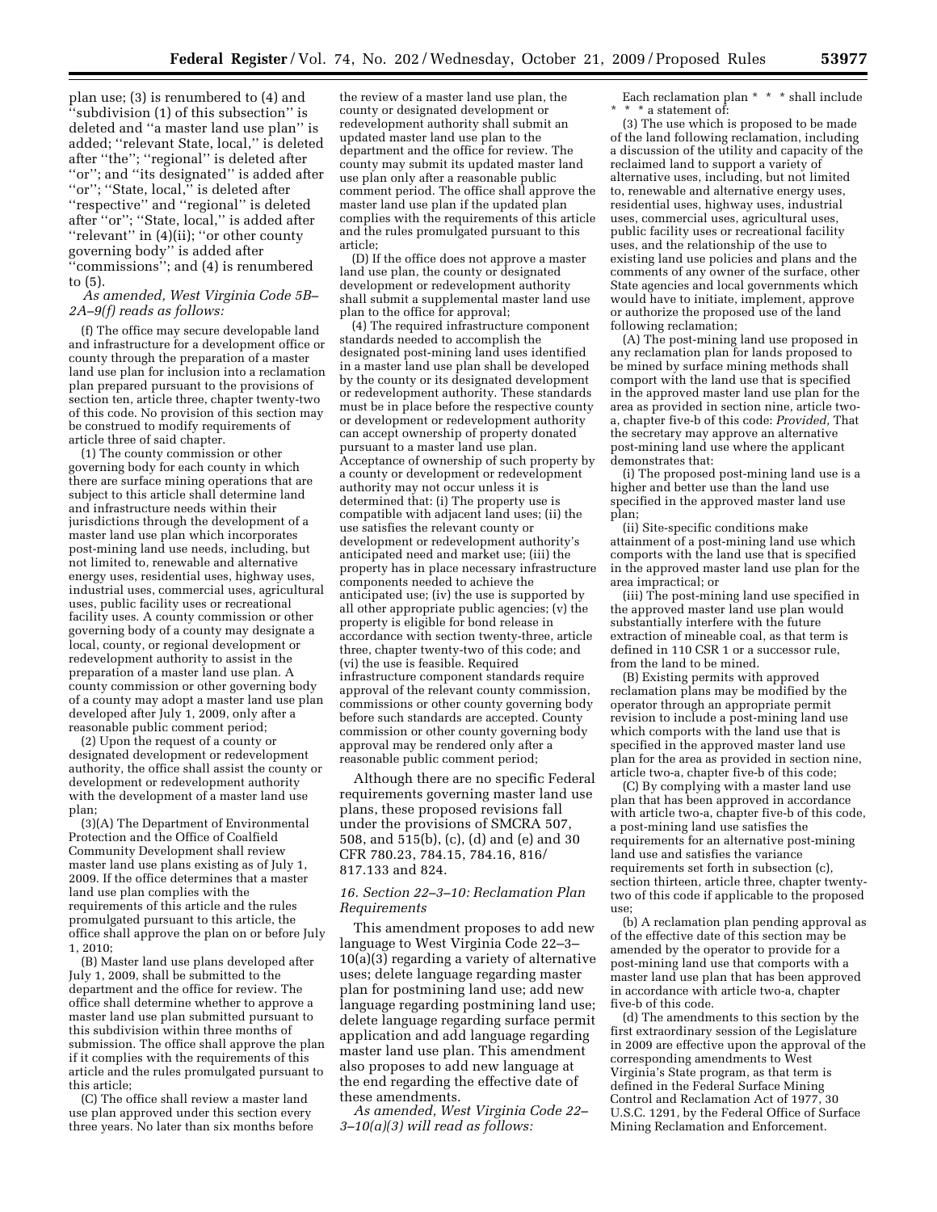plan use; (3) is renumbered to (4) and "subdivision (1) of this subsection" is deleted and "a master land use plan" is added; "relevant State, local," is deleted after "the"; "regional" is deleted after "or"; and "its designated" is added after "or"; "State, local," is deleted after "respective" and "regional" is deleted after "or"; "State, local," is added after "relevant" in (4)(ii); "or other county governing body" is added after "commissions"; and (4) is renumbered to (5).

*As amended, West Virginia Code 5B–2A–9(f) reads as follows:*

(f) The office may secure developable land and infrastructure for a development office or county through the preparation of a master land use plan for inclusion into a reclamation plan prepared pursuant to the provisions of section ten, article three, chapter twenty-two of this code. No provision of this section may be construed to modify requirements of article three of said chapter.

(1) The county commission or other governing body for each county in which there are surface mining operations that are subject to this article shall determine land and infrastructure needs within their jurisdictions through the development of a master land use plan which incorporates post-mining land use needs, including, but not limited to, renewable and alternative energy uses, residential uses, highway uses, industrial uses, commercial uses, agricultural uses, public facility uses or recreational facility uses. A county commission or other governing body of a county may designate a local, county, or regional development or redevelopment authority to assist in the preparation of a master land use plan. A county commission or other governing body of a county may adopt a master land use plan developed after July 1, 2009, only after a reasonable public comment period;

(2) Upon the request of a county or designated development or redevelopment authority, the office shall assist the county or development or redevelopment authority with the development of a master land use plan;

(3)(A) The Department of Environmental Protection and the Office of Coalfield Community Development shall review master land use plans existing as of July 1, 2009. If the office determines that a master land use plan complies with the requirements of this article and the rules promulgated pursuant to this article, the office shall approve the plan on or before July 1, 2010;

(B) Master land use plans developed after July 1, 2009, shall be submitted to the department and the office for review. The office shall determine whether to approve a master land use plan submitted pursuant to this subdivision within three months of submission. The office shall approve the plan if it complies with the requirements of this article and the rules promulgated pursuant to this article;

(C) The office shall review a master land use plan approved under this section every three years. No later than six months before the review of a master land use plan, the county or designated development or redevelopment authority shall submit an updated master land use plan to the department and the office for review. The county may submit its updated master land use plan only after a reasonable public comment period. The office shall approve the master land use plan if the updated plan complies with the requirements of this article and the rules promulgated pursuant to this article;

(D) If the office does not approve a master land use plan, the county or designated development or redevelopment authority shall submit a supplemental master land use plan to the office for approval;

(4) The required infrastructure component standards needed to accomplish the designated post-mining land uses identified in a master land use plan shall be developed by the county or its designated development or redevelopment authority. These standards must be in place before the respective county or development or redevelopment authority can accept ownership of property donated pursuant to a master land use plan. Acceptance of ownership of such property by a county or development or redevelopment authority may not occur unless it is determined that: (i) The property use is compatible with adjacent land uses; (ii) the use satisfies the relevant county or development or redevelopment authority's anticipated need and market use; (iii) the property has in place necessary infrastructure components needed to achieve the anticipated use; (iv) the use is supported by all other appropriate public agencies; (v) the property is eligible for bond release in accordance with section twenty-three, article three, chapter twenty-two of this code; and (vi) the use is feasible. Required infrastructure component standards require approval of the relevant county commission, commissions or other county governing body before such standards are accepted. County commission or other county governing body approval may be rendered only after a reasonable public comment period;

Although there are no specific Federal requirements governing master land use plans, these proposed revisions fall under the provisions of SMCRA 507, 508, and 515(b), (c), (d) and (e) and 30 CFR 780.23, 784.15, 784.16, 816/817.133 and 824.

*16. Section 22–3–10: Reclamation Plan Requirements*

This amendment proposes to add new language to West Virginia Code 22–3–10(a)(3) regarding a variety of alternative uses; delete language regarding master plan for postmining land use; add new language regarding postmining land use; delete language regarding surface permit application and add language regarding master land use plan. This amendment also proposes to add new language at the end regarding the effective date of these amendments.

*As amended, West Virginia Code 22–3–10(a)(3) will read as follows:*

Each reclamation plan * * * shall include * * * a statement of:

(3) The use which is proposed to be made of the land following reclamation, including a discussion of the utility and capacity of the reclaimed land to support a variety of alternative uses, including, but not limited to, renewable and alternative energy uses, residential uses, highway uses, industrial uses, commercial uses, agricultural uses, public facility uses or recreational facility uses, and the relationship of the use to existing land use policies and plans and the comments of any owner of the surface, other State agencies and local governments which would have to initiate, implement, approve or authorize the proposed use of the land following reclamation;

(A) The post-mining land use proposed in any reclamation plan for lands proposed to be mined by surface mining methods shall comport with the land use that is specified in the approved master land use plan for the area as provided in section nine, article two-a, chapter five-b of this code: *Provided,* That the secretary may approve an alternative post-mining land use where the applicant demonstrates that:

(i) The proposed post-mining land use is a higher and better use than the land use specified in the approved master land use plan;

(ii) Site-specific conditions make attainment of a post-mining land use which comports with the land use that is specified in the approved master land use plan for the area impractical; or

(iii) The post-mining land use specified in the approved master land use plan would substantially interfere with the future extraction of mineable coal, as that term is defined in 110 CSR 1 or a successor rule, from the land to be mined.

(B) Existing permits with approved reclamation plans may be modified by the operator through an appropriate permit revision to include a post-mining land use which comports with the land use that is specified in the approved master land use plan for the area as provided in section nine, article two-a, chapter five-b of this code;

(C) By complying with a master land use plan that has been approved in accordance with article two-a, chapter five-b of this code, a post-mining land use satisfies the requirements for an alternative post-mining land use and satisfies the variance requirements set forth in subsection (c), section thirteen, article three, chapter twenty-two of this code if applicable to the proposed use;

(b) A reclamation plan pending approval as of the effective date of this section may be amended by the operator to provide for a post-mining land use that comports with a master land use plan that has been approved in accordance with article two-a, chapter five-b of this code.

(d) The amendments to this section by the first extraordinary session of the Legislature in 2009 are effective upon the approval of the corresponding amendments to West Virginia's State program, as that term is defined in the Federal Surface Mining Control and Reclamation Act of 1977, 30 U.S.C. 1291, by the Federal Office of Surface Mining Reclamation and Enforcement.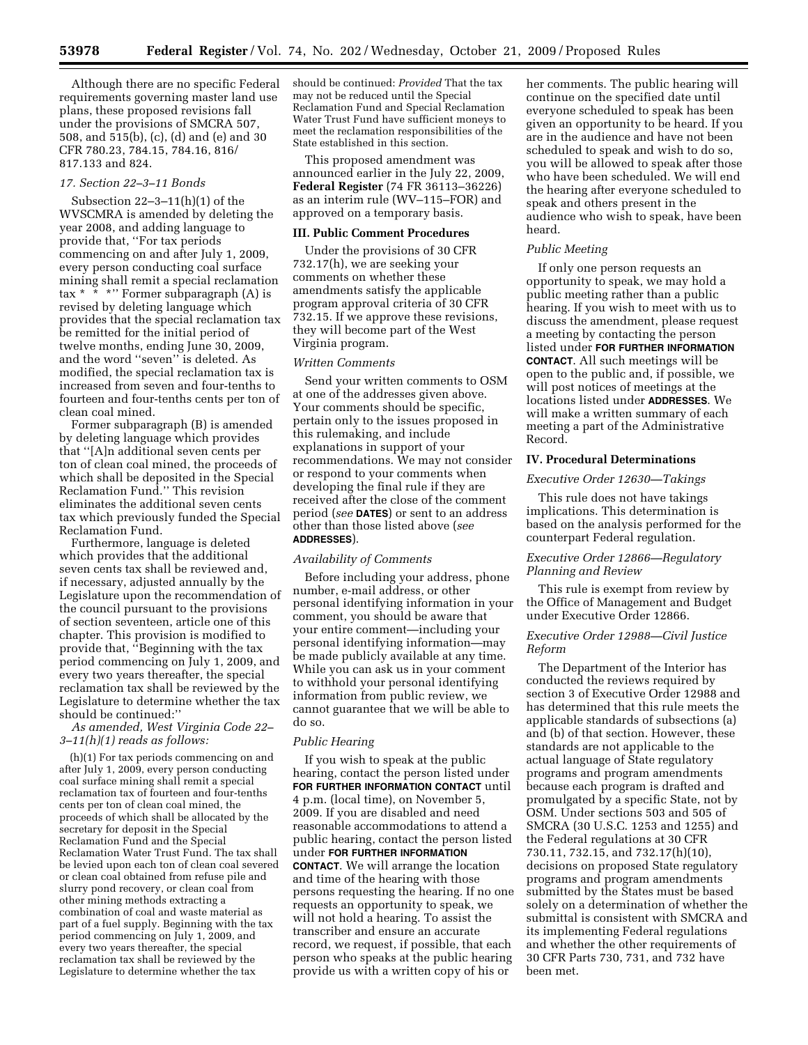Although there are no specific Federal requirements governing master land use plans, these proposed revisions fall under the provisions of SMCRA 507, 508, and 515(b), (c), (d) and (e) and 30 CFR 780.23, 784.15, 784.16, 816/817.133 and 824.

*17. Section 22–3–11 Bonds*

Subsection 22–3–11(h)(1) of the WVSCMRA is amended by deleting the year 2008, and adding language to provide that, ''For tax periods commencing on and after July 1, 2009, every person conducting coal surface mining shall remit a special reclamation tax * * *'' Former subparagraph (A) is revised by deleting language which provides that the special reclamation tax be remitted for the initial period of twelve months, ending June 30, 2009, and the word ''seven'' is deleted. As modified, the special reclamation tax is increased from seven and four-tenths to fourteen and four-tenths cents per ton of clean coal mined.

Former subparagraph (B) is amended by deleting language which provides that ''[A]n additional seven cents per ton of clean coal mined, the proceeds of which shall be deposited in the Special Reclamation Fund.'' This revision eliminates the additional seven cents tax which previously funded the Special Reclamation Fund.

Furthermore, language is deleted which provides that the additional seven cents tax shall be reviewed and, if necessary, adjusted annually by the Legislature upon the recommendation of the council pursuant to the provisions of section seventeen, article one of this chapter. This provision is modified to provide that, ''Beginning with the tax period commencing on July 1, 2009, and every two years thereafter, the special reclamation tax shall be reviewed by the Legislature to determine whether the tax should be continued:''

*As amended, West Virginia Code 22–3–11(h)(1) reads as follows:*

(h)(1) For tax periods commencing on and after July 1, 2009, every person conducting coal surface mining shall remit a special reclamation tax of fourteen and four-tenths cents per ton of clean coal mined, the proceeds of which shall be allocated by the secretary for deposit in the Special Reclamation Fund and the Special Reclamation Water Trust Fund. The tax shall be levied upon each ton of clean coal severed or clean coal obtained from refuse pile and slurry pond recovery, or clean coal from other mining methods extracting a combination of coal and waste material as part of a fuel supply. Beginning with the tax period commencing on July 1, 2009, and every two years thereafter, the special reclamation tax shall be reviewed by the Legislature to determine whether the tax should be continued: *Provided* That the tax may not be reduced until the Special Reclamation Fund and Special Reclamation Water Trust Fund have sufficient moneys to meet the reclamation responsibilities of the State established in this section.

This proposed amendment was announced earlier in the July 22, 2009, **Federal Register** (74 FR 36113–36226) as an interim rule (WV–115–FOR) and approved on a temporary basis.

## III. Public Comment Procedures

Under the provisions of 30 CFR 732.17(h), we are seeking your comments on whether these amendments satisfy the applicable program approval criteria of 30 CFR 732.15. If we approve these revisions, they will become part of the West Virginia program.

*Written Comments*

Send your written comments to OSM at one of the addresses given above. Your comments should be specific, pertain only to the issues proposed in this rulemaking, and include explanations in support of your recommendations. We may not consider or respond to your comments when developing the final rule if they are received after the close of the comment period (*see* **DATES**) or sent to an address other than those listed above (*see* **ADDRESSES**).

*Availability of Comments*

Before including your address, phone number, e-mail address, or other personal identifying information in your comment, you should be aware that your entire comment—including your personal identifying information—may be made publicly available at any time. While you can ask us in your comment to withhold your personal identifying information from public review, we cannot guarantee that we will be able to do so.

*Public Hearing*

If you wish to speak at the public hearing, contact the person listed under **FOR FURTHER INFORMATION CONTACT** until 4 p.m. (local time), on November 5, 2009. If you are disabled and need reasonable accommodations to attend a public hearing, contact the person listed under **FOR FURTHER INFORMATION CONTACT**. We will arrange the location and time of the hearing with those persons requesting the hearing. If no one requests an opportunity to speak, we will not hold a hearing. To assist the transcriber and ensure an accurate record, we request, if possible, that each person who speaks at the public hearing provide us with a written copy of his or her comments. The public hearing will continue on the specified date until everyone scheduled to speak has been given an opportunity to be heard. If you are in the audience and have not been scheduled to speak and wish to do so, you will be allowed to speak after those who have been scheduled. We will end the hearing after everyone scheduled to speak and others present in the audience who wish to speak, have been heard.

*Public Meeting*

If only one person requests an opportunity to speak, we may hold a public meeting rather than a public hearing. If you wish to meet with us to discuss the amendment, please request a meeting by contacting the person listed under **FOR FURTHER INFORMATION CONTACT**. All such meetings will be open to the public and, if possible, we will post notices of meetings at the locations listed under **ADDRESSES**. We will make a written summary of each meeting a part of the Administrative Record.

## IV. Procedural Determinations

*Executive Order 12630—Takings*

This rule does not have takings implications. This determination is based on the analysis performed for the counterpart Federal regulation.

*Executive Order 12866—Regulatory Planning and Review*

This rule is exempt from review by the Office of Management and Budget under Executive Order 12866.

*Executive Order 12988—Civil Justice Reform*

The Department of the Interior has conducted the reviews required by section 3 of Executive Order 12988 and has determined that this rule meets the applicable standards of subsections (a) and (b) of that section. However, these standards are not applicable to the actual language of State regulatory programs and program amendments because each program is drafted and promulgated by a specific State, not by OSM. Under sections 503 and 505 of SMCRA (30 U.S.C. 1253 and 1255) and the Federal regulations at 30 CFR 730.11, 732.15, and 732.17(h)(10), decisions on proposed State regulatory programs and program amendments submitted by the States must be based solely on a determination of whether the submittal is consistent with SMCRA and its implementing Federal regulations and whether the other requirements of 30 CFR Parts 730, 731, and 732 have been met.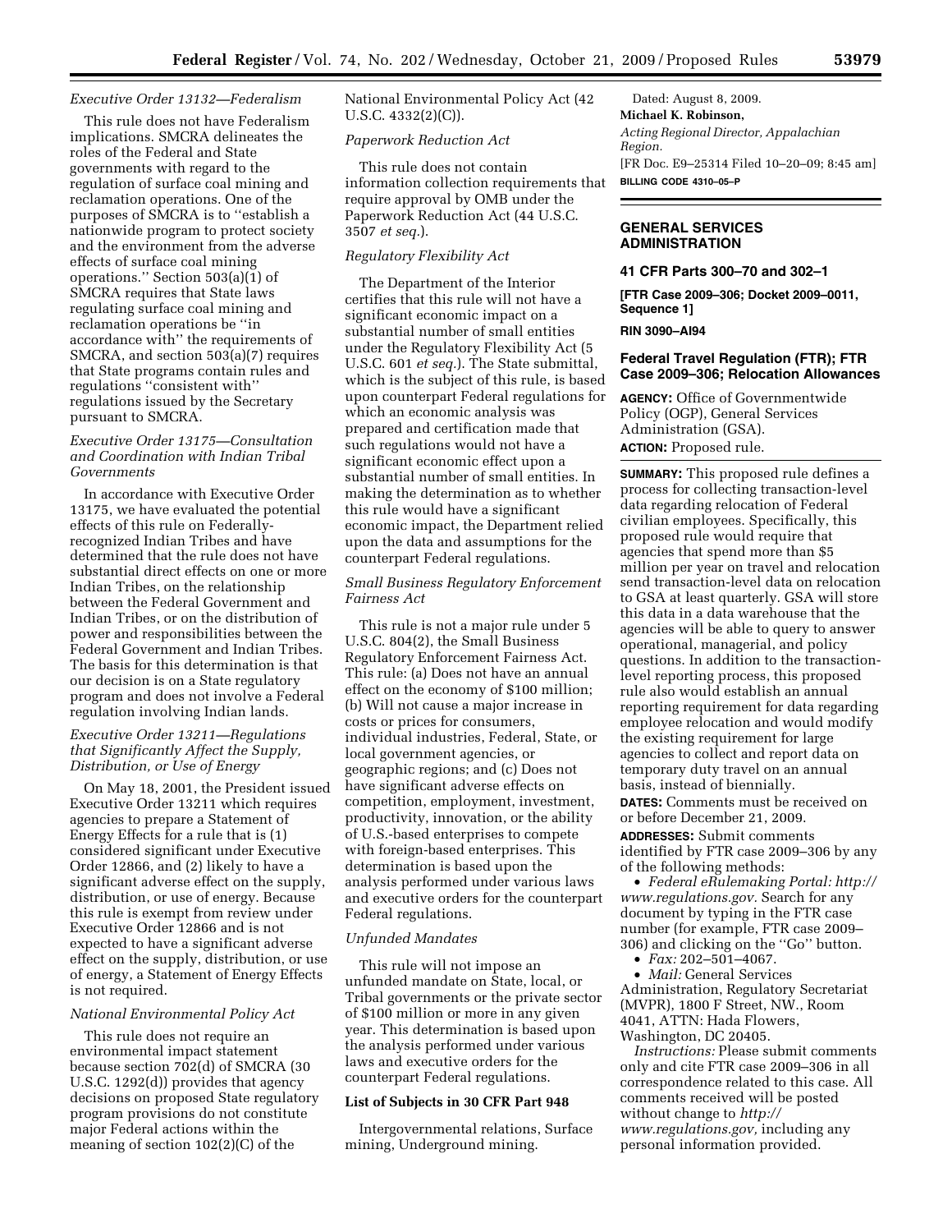*Executive Order 13132—Federalism*

This rule does not have Federalism implications. SMCRA delineates the roles of the Federal and State governments with regard to the regulation of surface coal mining and reclamation operations. One of the purposes of SMCRA is to ''establish a nationwide program to protect society and the environment from the adverse effects of surface coal mining operations.'' Section 503(a)(1) of SMCRA requires that State laws regulating surface coal mining and reclamation operations be ''in accordance with'' the requirements of SMCRA, and section 503(a)(7) requires that State programs contain rules and regulations ''consistent with'' regulations issued by the Secretary pursuant to SMCRA.

*Executive Order 13175—Consultation and Coordination with Indian Tribal Governments*

In accordance with Executive Order 13175, we have evaluated the potential effects of this rule on Federally-recognized Indian Tribes and have determined that the rule does not have substantial direct effects on one or more Indian Tribes, on the relationship between the Federal Government and Indian Tribes, or on the distribution of power and responsibilities between the Federal Government and Indian Tribes. The basis for this determination is that our decision is on a State regulatory program and does not involve a Federal regulation involving Indian lands.

*Executive Order 13211—Regulations that Significantly Affect the Supply, Distribution, or Use of Energy*

On May 18, 2001, the President issued Executive Order 13211 which requires agencies to prepare a Statement of Energy Effects for a rule that is (1) considered significant under Executive Order 12866, and (2) likely to have a significant adverse effect on the supply, distribution, or use of energy. Because this rule is exempt from review under Executive Order 12866 and is not expected to have a significant adverse effect on the supply, distribution, or use of energy, a Statement of Energy Effects is not required.

*National Environmental Policy Act*

This rule does not require an environmental impact statement because section 702(d) of SMCRA (30 U.S.C. 1292(d)) provides that agency decisions on proposed State regulatory program provisions do not constitute major Federal actions within the meaning of section 102(2)(C) of the National Environmental Policy Act (42 U.S.C. 4332(2)(C)).

*Paperwork Reduction Act*

This rule does not contain information collection requirements that require approval by OMB under the Paperwork Reduction Act (44 U.S.C. 3507 *et seq.*).

*Regulatory Flexibility Act*

The Department of the Interior certifies that this rule will not have a significant economic impact on a substantial number of small entities under the Regulatory Flexibility Act (5 U.S.C. 601 *et seq.*). The State submittal, which is the subject of this rule, is based upon counterpart Federal regulations for which an economic analysis was prepared and certification made that such regulations would not have a significant economic effect upon a substantial number of small entities. In making the determination as to whether this rule would have a significant economic impact, the Department relied upon the data and assumptions for the counterpart Federal regulations.

*Small Business Regulatory Enforcement Fairness Act*

This rule is not a major rule under 5 U.S.C. 804(2), the Small Business Regulatory Enforcement Fairness Act. This rule: (a) Does not have an annual effect on the economy of $100 million; (b) Will not cause a major increase in costs or prices for consumers, individual industries, Federal, State, or local government agencies, or geographic regions; and (c) Does not have significant adverse effects on competition, employment, investment, productivity, innovation, or the ability of U.S.-based enterprises to compete with foreign-based enterprises. This determination is based upon the analysis performed under various laws and executive orders for the counterpart Federal regulations.

*Unfunded Mandates*

This rule will not impose an unfunded mandate on State, local, or Tribal governments or the private sector of $100 million or more in any given year. This determination is based upon the analysis performed under various laws and executive orders for the counterpart Federal regulations.

**List of Subjects in 30 CFR Part 948**

Intergovernmental relations, Surface mining, Underground mining.

Dated: August 8, 2009.

**Michael K. Robinson,**

*Acting Regional Director, Appalachian Region.*

[FR Doc. E9–25314 Filed 10–20–09; 8:45 am]

**BILLING CODE 4310–05–P**

---

## GENERAL SERVICES ADMINISTRATION

### 41 CFR Parts 300–70 and 302–1

**[FTR Case 2009–306; Docket 2009–0011, Sequence 1]**

**RIN 3090–AI94**

### Federal Travel Regulation (FTR); FTR Case 2009–306; Relocation Allowances

**AGENCY:** Office of Governmentwide Policy (OGP), General Services Administration (GSA).

**ACTION:** Proposed rule.

**SUMMARY:** This proposed rule defines a process for collecting transaction-level data regarding relocation of Federal civilian employees. Specifically, this proposed rule would require that agencies that spend more than $5 million per year on travel and relocation send transaction-level data on relocation to GSA at least quarterly. GSA will store this data in a data warehouse that the agencies will be able to query to answer operational, managerial, and policy questions. In addition to the transaction-level reporting process, this proposed rule also would establish an annual reporting requirement for data regarding employee relocation and would modify the existing requirement for large agencies to collect and report data on temporary duty travel on an annual basis, instead of biennially.

**DATES:** Comments must be received on or before December 21, 2009.

**ADDRESSES:** Submit comments identified by FTR case 2009–306 by any of the following methods:

- *Federal eRulemaking Portal: http://www.regulations.gov.* Search for any document by typing in the FTR case number (for example, FTR case 2009–306) and clicking on the ''Go'' button.
- *Fax:* 202–501–4067.
- *Mail:* General Services Administration, Regulatory Secretariat (MVPR), 1800 F Street, NW., Room 4041, ATTN: Hada Flowers, Washington, DC 20405.

*Instructions:* Please submit comments only and cite FTR case 2009–306 in all correspondence related to this case. All comments received will be posted without change to *http://www.regulations.gov,* including any personal information provided.